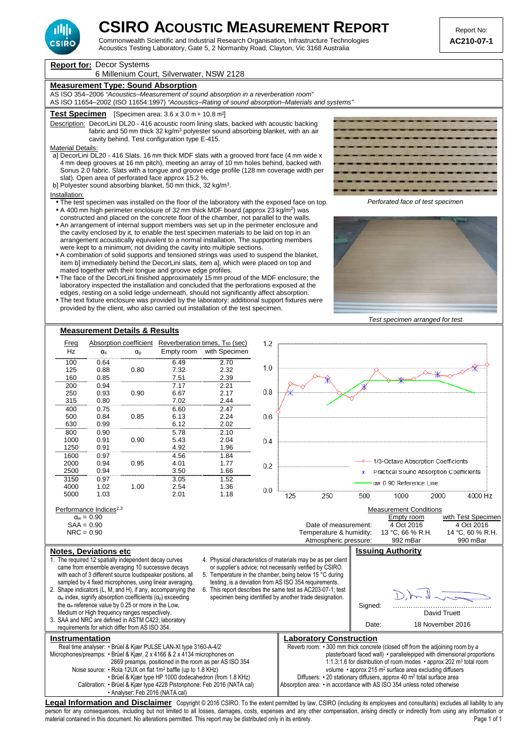# CSIRO Acoustic Measurement Report

Commonwealth Scientific and Industrial Research Organisation, Infrastructure Technologies
Acoustics Testing Laboratory, Gate 5, 2 Normanby Road, Clayton, Vic 3168 Australia

Report No: **AC210-07-1**

**Report for:** Decor Systems
6 Millenium Court, Silverwater, NSW 2128

## Measurement Type: Sound Absorption

AS ISO 354–2006 *"Acoustics–Measurement of sound absorption in a reverberation room"*
AS ISO 11654–2002 (ISO 11654:1997) *"Acoustics–Rating of sound absorption–Materials and systems"*

## Test Specimen

[Specimen area: 3.6 x 3.0 m = 10.8 m²]

Description: DecorLini DL20 - 416 acoustic room lining slats, backed with acoustic backing fabric and 50 mm thick 32 kg/m³ polyester sound absorbing blanket, with an air cavity behind. Test configuration type E-415.

Material Details:

a] DecorLini DL20 - 416 Slats. 16 mm thick MDF slats with a grooved front face (4 mm wide x 4 mm deep grooves at 16 mm pitch), meeting an array of 10 mm holes behind, backed with Sonus 2.0 fabric. Slats with a tongue and groove edge profile (128 mm coverage width per slat). Open area of perforated face approx 15.2 %.

b] Polyester sound absorbing blanket, 50 mm thick, 32 kg/m³.

Installation:

- The test specimen was installed on the floor of the laboratory with the exposed face on top.
- A 400 mm high perimeter enclosure of 32 mm thick MDF board (approx 23 kg/m²) was constructed and placed on the concrete floor of the chamber, not parallel to the walls.
- An arrangement of internal support members was set up in the perimeter enclosure and the cavity enclosed by it, to enable the test specimen materials to be laid on top in an arrangement acoustically equivalent to a normal installation. The supporting members were kept to a minimum; not dividing the cavity into multiple sections.
- A combination of solid supports and tensioned strings was used to suspend the blanket, item b] immediately behind the DecorLini slats, item a], which were placed on top and mated together with their tongue and groove edge profiles.
- The face of the DecorLini finished approximately 15 mm proud of the MDF enclosure; the laboratory inspected the installation and concluded that the perforations exposed at the edges, resting on a solid ledge underneath, should not significantly affect absorption.
- The text fixture enclosure was provided by the laboratory; additional support fixtures were provided by the client, who also carried out installation of the test specimen.

*Perforated face of test specimen*

*Test specimen arranged for test*

## Measurement Details & Results

| Freq Hz | Absorption coefficient $\alpha_s$ | $\alpha_p$ | Reverberation times, $T_{60}$ (sec) Empty room | with Specimen |
|---|---|---|---|---|
| 100 | 0.64 | | 6.49 | 2.70 |
| 125 | 0.88 | 0.80 | 7.32 | 2.32 |
| 160 | 0.85 | | 7.51 | 2.39 |
| 200 | 0.94 | | 7.17 | 2.21 |
| 250 | 0.93 | 0.90 | 6.67 | 2.17 |
| 315 | 0.80 | | 7.02 | 2.44 |
| 400 | 0.75 | | 6.60 | 2.47 |
| 500 | 0.84 | 0.85 | 6.13 | 2.24 |
| 630 | 0.99 | | 6.12 | 2.02 |
| 800 | 0.90 | | 5.78 | 2.10 |
| 1000 | 0.91 | 0.90 | 5.43 | 2.04 |
| 1250 | 0.91 | | 4.92 | 1.96 |
| 1600 | 0.97 | | 4.56 | 1.84 |
| 2000 | 0.94 | 0.95 | 4.01 | 1.77 |
| 2500 | 0.94 | | 3.50 | 1.66 |
| 3150 | 0.97 | | 3.05 | 1.52 |
| 4000 | 1.02 | 1.00 | 2.54 | 1.36 |
| 5000 | 1.03 | | 2.01 | 1.18 |

Chart legend: 1/3-Octave Absorption Coefficients; Practical Sound Absorption Coefficients; $\alpha_w$ 0.90 Reference Line

Performance Indices[2,3]

$\alpha_w$ = 0.90
SAA = 0.90
NRC = 0.90

Measurement Conditions

| | Empty room | with Test Specimen |
|---|---|---|
| Date of measurement: | 4 Oct 2016 | 4 Oct 2016 |
| Temperature & humidity: | 13 °C, 66 % R.H. | 14 °C, 60 % R.H. |
| Atmospheric pressure: | 992 mBar | 990 mBar |

## Notes, Deviations etc

1. The required 12 spatially independent decay curves came from ensemble averaging 10 successive decays with each of 3 different source loudspeaker positions, all sampled by 4 fixed microphones, using linear averaging.
2. Shape indicators (L, M, and H), if any, accompanying the $\alpha_w$ index, signify absorption coefficients ($\alpha_p$) exceeding the $\alpha_w$ reference value by 0.25 or more in the Low, Medium or High frequency ranges respectively.
3. SAA and NRC are defined in ASTM C423; laboratory requirements for which differ from AS ISO 354.
4. Physical characteristics of materials may be as per client or supplier's advice; not necessarily verified by CSIRO.
5. Temperature in the chamber, being below 15 °C during testing, is a deviation from AS ISO 354 requirements.
6. This report describes the same test as AC203-07-1; test specimen being identified by another trade designation.

## Issuing Authority

Signed: David Truett

Date: 18 November 2016

## Instrumentation

Real time analyser: • Brüel & Kjær PULSE LAN-XI type 3160-A-4/2
Microphones/preamps: • Brüel & Kjær, 2 x 4166 & 2 x 4134 microphones on 2669 preamps, positioned in the room as per AS ISO 354
Noise source: • Rola 12UX on flat 1m² baffle (up to 1.8 KHz) • Brüel & Kjær type HP 1000 dodecahedron (from 1.8 KHz)
Calibration: • Brüel & Kjær type 4228 Pistonphone: Feb 2016 (NATA cal) • Analyser: Feb 2016 (NATA cal)

## Laboratory Construction

Reverb room: • 300 mm thick concrete (closed off from the adjoining room by a plasterboard faced wall) • parallelepiped with dimensional proportions 1:1.3:1.6 for distribution of room modes • approx 202 m³ total room volume • approx 215 m² surface area excluding diffusers
Diffusers: • 20 stationary diffusers, approx 40 m² total surface area
Absorption area: • in accordance with AS ISO 354 unless noted otherwise

**Legal Information and Disclaimer** Copyright © 2016 CSIRO. To the extent permitted by law, CSIRO (including its employees and consultants) excludes all liability to any person for any consequences, including but not limited to all losses, damages, costs, expenses and any other compensation, arising directly or indirectly from using any information or material contained in this document. No alterations permitted. This report may be distributed only in its entirety.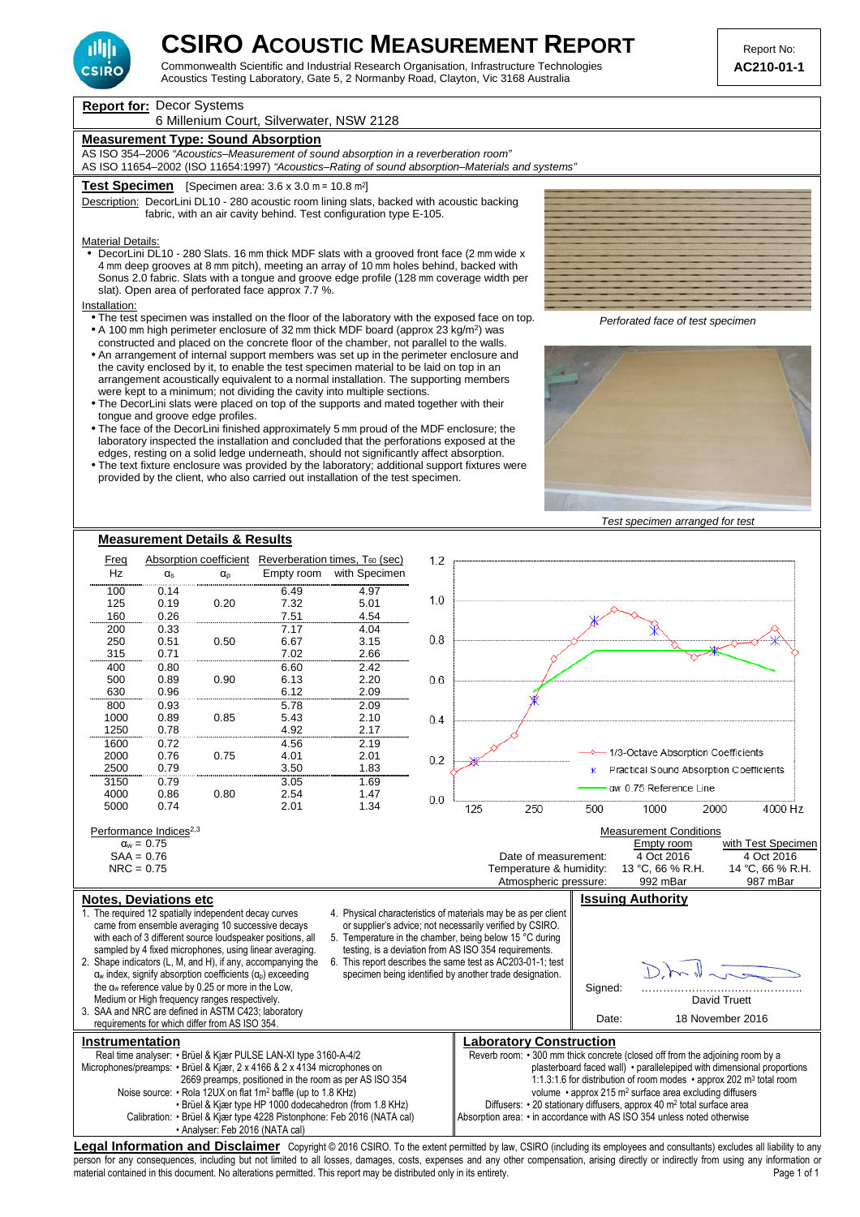# CSIRO Acoustic Measurement Report

Commonwealth Scientific and Industrial Research Organisation, Infrastructure Technologies
Acoustics Testing Laboratory, Gate 5, 2 Normanby Road, Clayton, Vic 3168 Australia

Report No: **AC210-01-1**

**Report for:** Decor Systems
6 Millenium Court, Silverwater, NSW 2128

## Measurement Type: Sound Absorption

AS ISO 354–2006 *"Acoustics–Measurement of sound absorption in a reverberation room"*
AS ISO 11654–2002 (ISO 11654:1997) *"Acoustics–Rating of sound absorption–Materials and systems"*

## Test Specimen

[Specimen area: 3.6 x 3.0 m = 10.8 m$^2$]

Description: DecorLini DL10 - 280 acoustic room lining slats, backed with acoustic backing fabric, with an air cavity behind. Test configuration type E-105.

Material Details:

- DecorLini DL10 - 280 Slats. 16 mm thick MDF slats with a grooved front face (2 mm wide x 4 mm deep grooves at 8 mm pitch), meeting an array of 10 mm holes behind, backed with Sonus 2.0 fabric. Slats with a tongue and groove edge profile (128 mm coverage width per slat). Open area of perforated face approx 7.7 %.

Installation:

- The test specimen was installed on the floor of the laboratory with the exposed face on top.
- A 100 mm high perimeter enclosure of 32 mm thick MDF board (approx 23 kg/m$^2$) was constructed and placed on the concrete floor of the chamber, not parallel to the walls.
- An arrangement of internal support members was set up in the perimeter enclosure and the cavity enclosed by it, to enable the test specimen material to be laid on top in an arrangement acoustically equivalent to a normal installation. The supporting members were kept to a minimum; not dividing the cavity into multiple sections.
- The DecorLini slats were placed on top of the supports and mated together with their tongue and groove edge profiles.
- The face of the DecorLini finished approximately 5 mm proud of the MDF enclosure; the laboratory inspected the installation and concluded that the perforations exposed at the edges, resting on a solid ledge underneath, should not significantly affect absorption.
- The text fixture enclosure was provided by the laboratory; additional support fixtures were provided by the client, who also carried out installation of the test specimen.

*Perforated face of test specimen*

*Test specimen arranged for test*

## Measurement Details & Results

| Freq Hz | Absorption coefficient $\alpha_s$ | $\alpha_p$ | Reverberation times, $T_{60}$ (sec) Empty room | with Specimen |
|---|---|---|---|---|
| 100 | 0.14 | | 6.49 | 4.97 |
| 125 | 0.19 | 0.20 | 7.32 | 5.01 |
| 160 | 0.26 | | 7.51 | 4.54 |
| 200 | 0.33 | | 7.17 | 4.04 |
| 250 | 0.51 | 0.50 | 6.67 | 3.15 |
| 315 | 0.71 | | 7.02 | 2.66 |
| 400 | 0.80 | | 6.60 | 2.42 |
| 500 | 0.89 | 0.90 | 6.13 | 2.20 |
| 630 | 0.96 | | 6.12 | 2.09 |
| 800 | 0.93 | | 5.78 | 2.09 |
| 1000 | 0.89 | 0.85 | 5.43 | 2.10 |
| 1250 | 0.78 | | 4.92 | 2.17 |
| 1600 | 0.72 | | 4.56 | 2.19 |
| 2000 | 0.76 | 0.75 | 4.01 | 2.01 |
| 2500 | 0.79 | | 3.50 | 1.83 |
| 3150 | 0.79 | | 3.05 | 1.69 |
| 4000 | 0.86 | 0.80 | 2.54 | 1.47 |
| 5000 | 0.74 | | 2.01 | 1.34 |

Graph legend: 1/3-Octave Absorption Coefficients; Practical Sound Absorption Coefficients; $\alpha_w$ 0.75 Reference Line

Performance Indices[2,3]

$\alpha_w$ = 0.75
SAA = 0.76
NRC = 0.75

### Measurement Conditions

| | Empty room | with Test Specimen |
|---|---|---|
| Date of measurement: | 4 Oct 2016 | 4 Oct 2016 |
| Temperature & humidity: | 13 °C, 66 % R.H. | 14 °C, 66 % R.H. |
| Atmospheric pressure: | 992 mBar | 987 mBar |

## Notes, Deviations etc

1. The required 12 spatially independent decay curves came from ensemble averaging 10 successive decays with each of 3 different source loudspeaker positions, all sampled by 4 fixed microphones, using linear averaging.
2. Shape indicators (L, M, and H), if any, accompanying the $\alpha_w$ index, signify absorption coefficients ($\alpha_p$) exceeding the $\alpha_w$ reference value by 0.25 or more in the Low, Medium or High frequency ranges respectively.
3. SAA and NRC are defined in ASTM C423; laboratory requirements for which differ from AS ISO 354.
4. Physical characteristics of materials may be as per client or supplier's advice; not necessarily verified by CSIRO.
5. Temperature in the chamber, being below 15 °C during testing, is a deviation from AS ISO 354 requirements.
6. This report describes the same test as AC203-01-1; test specimen being identified by another trade designation.

## Issuing Authority

Signed: David Truett

Date: 18 November 2016

## Instrumentation

Real time analyser: • Brüel & Kjær PULSE LAN-XI type 3160-A-4/2
Microphones/preamps: • Brüel & Kjær, 2 x 4166 & 2 x 4134 microphones on 2669 preamps, positioned in the room as per AS ISO 354
Noise source: • Rola 12UX on flat 1m$^2$ baffle (up to 1.8 KHz) • Brüel & Kjær type HP 1000 dodecahedron (from 1.8 KHz)
Calibration: • Brüel & Kjær type 4228 Pistonphone: Feb 2016 (NATA cal) • Analyser: Feb 2016 (NATA cal)

## Laboratory Construction

Reverb room: • 300 mm thick concrete (closed off from the adjoining room by a plasterboard faced wall) • parallelepiped with dimensional proportions 1:1.3:1.6 for distribution of room modes • approx 202 m$^3$ total room volume • approx 215 m$^2$ surface area excluding diffusers
Diffusers: • 20 stationary diffusers, approx 40 m$^2$ total surface area
Absorption area: • in accordance with AS ISO 354 unless noted otherwise

**Legal Information and Disclaimer** Copyright © 2016 CSIRO. To the extent permitted by law, CSIRO (including its employees and consultants) excludes all liability to any person for any consequences, including but not limited to all losses, damages, costs, expenses and any other compensation, arising directly or indirectly from using any information or material contained in this document. No alterations permitted. This report may be distributed only in its entirety.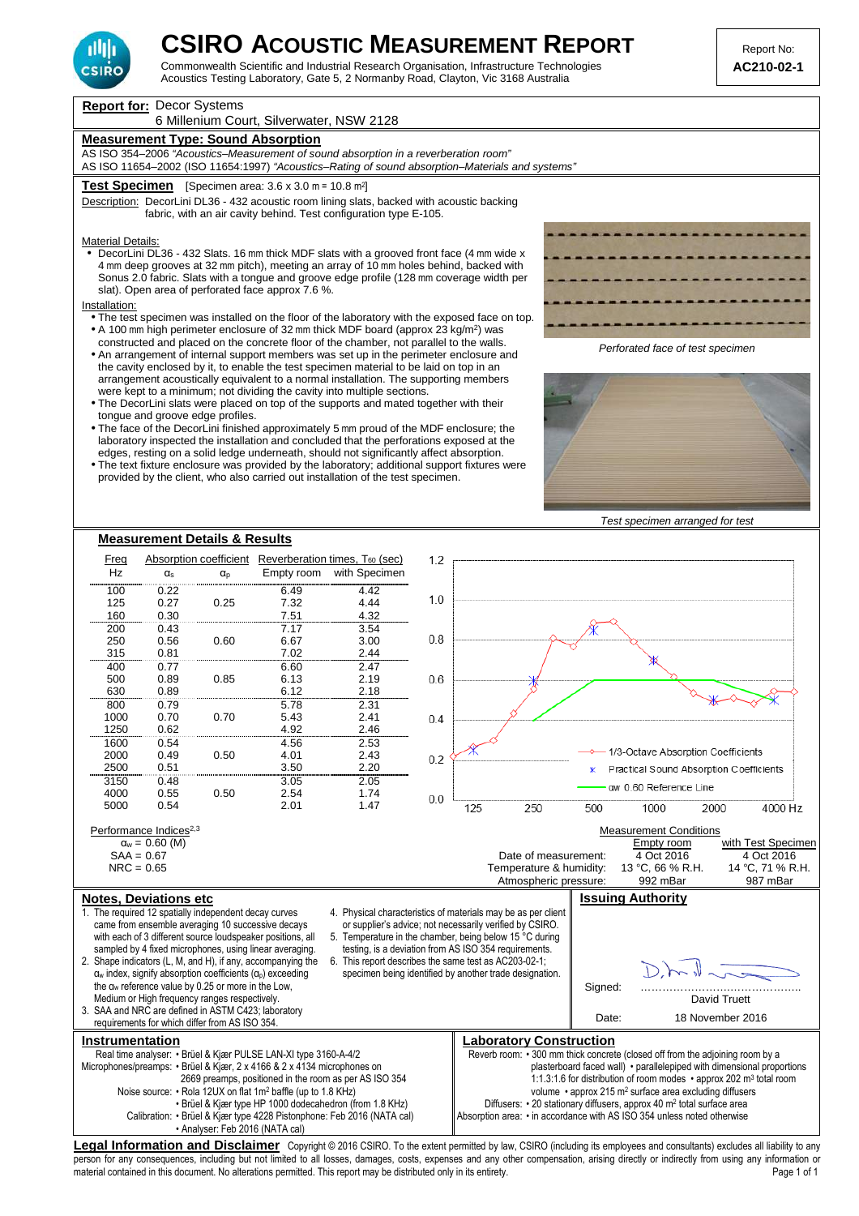# CSIRO ACOUSTIC MEASUREMENT REPORT

Commonwealth Scientific and Industrial Research Organisation, Infrastructure Technologies
Acoustics Testing Laboratory, Gate 5, 2 Normanby Road, Clayton, Vic 3168 Australia

Report No: **AC210-02-1**

**Report for:** Decor Systems
6 Millenium Court, Silverwater, NSW 2128

## Measurement Type: Sound Absorption

AS ISO 354–2006 *"Acoustics–Measurement of sound absorption in a reverberation room"*
AS ISO 11654–2002 (ISO 11654:1997) *"Acoustics–Rating of sound absorption–Materials and systems"*

## Test Specimen

[Specimen area: 3.6 x 3.0 m = 10.8 m$^2$]

Description: DecorLini DL36 - 432 acoustic room lining slats, backed with acoustic backing fabric, with an air cavity behind. Test configuration type E-105.

Material Details:

- DecorLini DL36 - 432 Slats. 16 mm thick MDF slats with a grooved front face (4 mm wide x 4 mm deep grooves at 32 mm pitch), meeting an array of 10 mm holes behind, backed with Sonus 2.0 fabric. Slats with a tongue and groove edge profile (128 mm coverage width per slat). Open area of perforated face approx 7.6 %.

Installation:

- The test specimen was installed on the floor of the laboratory with the exposed face on top.
- A 100 mm high perimeter enclosure of 32 mm thick MDF board (approx 23 kg/m$^2$) was constructed and placed on the concrete floor of the chamber, not parallel to the walls.
- An arrangement of internal support members was set up in the perimeter enclosure and the cavity enclosed by it, to enable the test specimen material to be laid on top in an arrangement acoustically equivalent to a normal installation. The supporting members were kept to a minimum; not dividing the cavity into multiple sections.
- The DecorLini slats were placed on top of the supports and mated together with their tongue and groove edge profiles.
- The face of the DecorLini finished approximately 5 mm proud of the MDF enclosure; the laboratory inspected the installation and concluded that the perforations exposed at the edges, resting on a solid ledge underneath, should not significantly affect absorption.
- The text fixture enclosure was provided by the laboratory; additional support fixtures were provided by the client, who also carried out installation of the test specimen.

*Perforated face of test specimen*

*Test specimen arranged for test*

## Measurement Details & Results

| Freq | Absorption coefficient | | Reverberation times, $T_{60}$ (sec) | |
|---|---|---|---|---|
| Hz | $\alpha_s$ | $\alpha_p$ | Empty room | with Specimen |
| 100 | 0.22 | | 6.49 | 4.42 |
| 125 | 0.27 | 0.25 | 7.32 | 4.44 |
| 160 | 0.30 | | 7.51 | 4.32 |
| 200 | 0.43 | | 7.17 | 3.54 |
| 250 | 0.56 | 0.60 | 6.67 | 3.00 |
| 315 | 0.81 | | 7.02 | 2.44 |
| 400 | 0.77 | | 6.60 | 2.47 |
| 500 | 0.89 | 0.85 | 6.13 | 2.19 |
| 630 | 0.89 | | 6.12 | 2.18 |
| 800 | 0.79 | | 5.78 | 2.31 |
| 1000 | 0.70 | 0.70 | 5.43 | 2.41 |
| 1250 | 0.62 | | 4.92 | 2.46 |
| 1600 | 0.54 | | 4.56 | 2.53 |
| 2000 | 0.49 | 0.50 | 4.01 | 2.43 |
| 2500 | 0.51 | | 3.50 | 2.20 |
| 3150 | 0.48 | | 3.05 | 2.05 |
| 4000 | 0.55 | 0.50 | 2.54 | 1.74 |
| 5000 | 0.54 | | 2.01 | 1.47 |

Chart legend: 1/3-Octave Absorption Coefficients; Practical Sound Absorption Coefficients; $\alpha_w$ 0.60 Reference Line

Performance Indices[2,3]

$\alpha_w$ = 0.60 (M)
SAA = 0.67
NRC = 0.65

Measurement Conditions

| | Empty room | with Test Specimen |
|---|---|---|
| Date of measurement: | 4 Oct 2016 | 4 Oct 2016 |
| Temperature & humidity: | 13 °C, 66 % R.H. | 14 °C, 71 % R.H. |
| Atmospheric pressure: | 992 mBar | 987 mBar |

## Notes, Deviations etc

1. The required 12 spatially independent decay curves came from ensemble averaging 10 successive decays with each of 3 different source loudspeaker positions, all sampled by 4 fixed microphones, using linear averaging.
2. Shape indicators (L, M, and H), if any, accompanying the $\alpha_w$ index, signify absorption coefficients ($\alpha_p$) exceeding the $\alpha_w$ reference value by 0.25 or more in the Low, Medium or High frequency ranges respectively.
3. SAA and NRC are defined in ASTM C423; laboratory requirements for which differ from AS ISO 354.
4. Physical characteristics of materials may be as per client or supplier's advice; not necessarily verified by CSIRO.
5. Temperature in the chamber, being below 15 °C during testing, is a deviation from AS ISO 354 requirements.
6. This report describes the same test as AC203-02-1; specimen being identified by another trade designation.

## Issuing Authority

Signed: ..........................................
David Truett

Date: 18 November 2016

## Instrumentation

Real time analyser: • Brüel & Kjær PULSE LAN-XI type 3160-A-4/2
Microphones/preamps: • Brüel & Kjær, 2 x 4166 & 2 x 4134 microphones on 2669 preamps, positioned in the room as per AS ISO 354
Noise source: • Rola 12UX on flat 1m$^2$ baffle (up to 1.8 KHz) • Brüel & Kjær type HP 1000 dodecahedron (from 1.8 KHz)
Calibration: • Brüel & Kjær type 4228 Pistonphone: Feb 2016 (NATA cal) • Analyser: Feb 2016 (NATA cal)

## Laboratory Construction

Reverb room: • 300 mm thick concrete (closed off from the adjoining room by a plasterboard faced wall) • parallelepiped with dimensional proportions 1:1.3:1.6 for distribution of room modes • approx 202 m$^3$ total room volume • approx 215 m$^2$ surface area excluding diffusers
Diffusers: • 20 stationary diffusers, approx 40 m$^2$ total surface area
Absorption area: • in accordance with AS ISO 354 unless noted otherwise

**Legal Information and Disclaimer** Copyright © 2016 CSIRO. To the extent permitted by law, CSIRO (including its employees and consultants) excludes all liability to any person for any consequences, including but not limited to all losses, damages, costs, expenses and any other compensation, arising directly or indirectly from using any information or material contained in this document. No alterations permitted. This report may be distributed only in its entirety.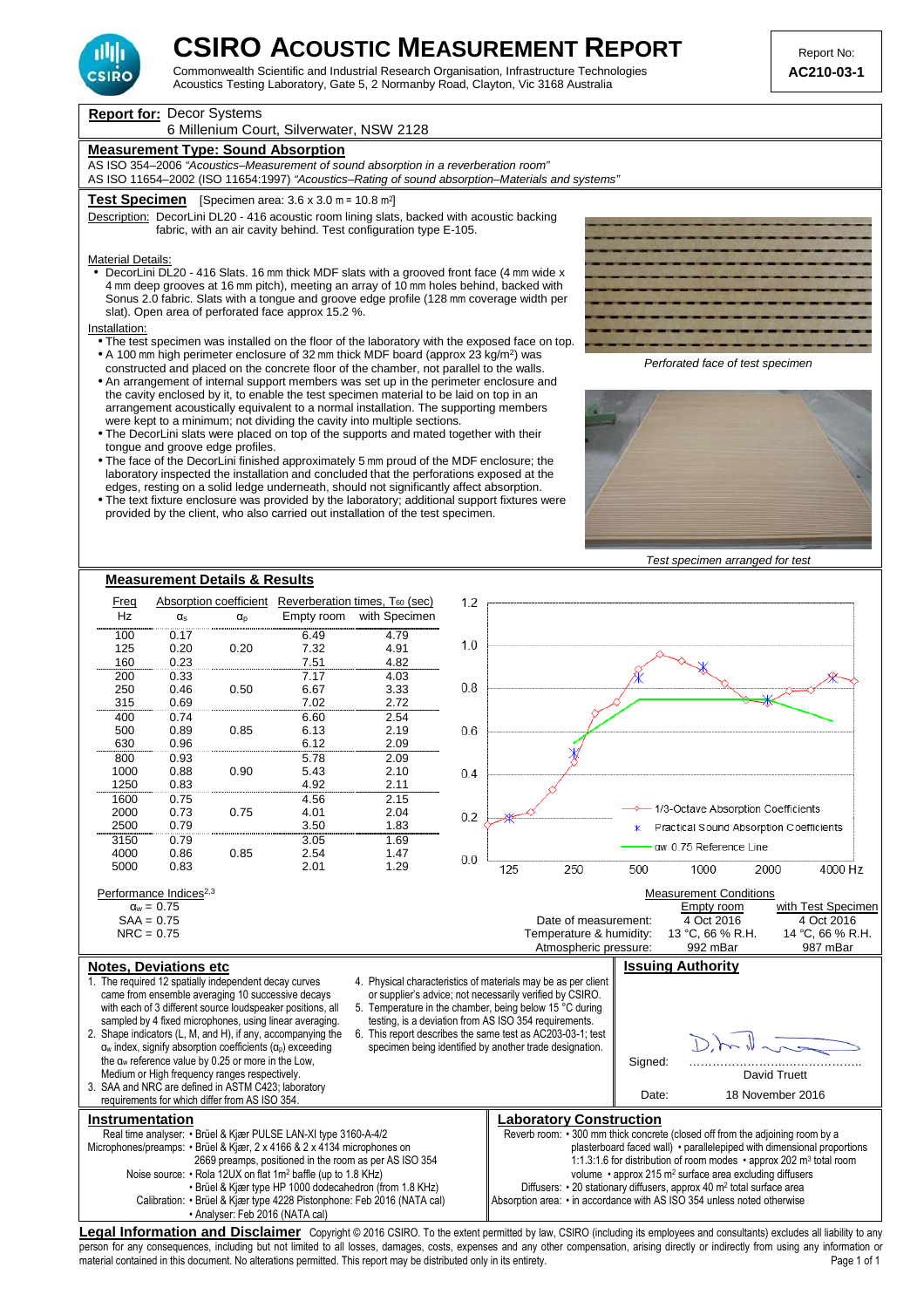# CSIRO ACOUSTIC MEASUREMENT REPORT

Commonwealth Scientific and Industrial Research Organisation, Infrastructure Technologies
Acoustics Testing Laboratory, Gate 5, 2 Normanby Road, Clayton, Vic 3168 Australia

Report No: **AC210-03-1**

**Report for:** Decor Systems
6 Millenium Court, Silverwater, NSW 2128

## Measurement Type: Sound Absorption

AS ISO 354–2006 *"Acoustics–Measurement of sound absorption in a reverberation room"*
AS ISO 11654–2002 (ISO 11654:1997) *"Acoustics–Rating of sound absorption–Materials and systems"*

## Test Specimen

[Specimen area: 3.6 x 3.0 m = 10.8 m$^2$]

Description: DecorLini DL20 - 416 acoustic room lining slats, backed with acoustic backing fabric, with an air cavity behind. Test configuration type E-105.

Material Details:

- DecorLini DL20 - 416 Slats. 16 mm thick MDF slats with a grooved front face (4 mm wide x 4 mm deep grooves at 16 mm pitch), meeting an array of 10 mm holes behind, backed with Sonus 2.0 fabric. Slats with a tongue and groove edge profile (128 mm coverage width per slat). Open area of perforated face approx 15.2 %.

Installation:

- The test specimen was installed on the floor of the laboratory with the exposed face on top.
- A 100 mm high perimeter enclosure of 32 mm thick MDF board (approx 23 kg/m$^2$) was constructed and placed on the concrete floor of the chamber, not parallel to the walls.
- An arrangement of internal support members was set up in the perimeter enclosure and the cavity enclosed by it, to enable the test specimen material to be laid on top in an arrangement acoustically equivalent to a normal installation. The supporting members were kept to a minimum; not dividing the cavity into multiple sections.
- The DecorLini slats were placed on top of the supports and mated together with their tongue and groove edge profiles.
- The face of the DecorLini finished approximately 5 mm proud of the MDF enclosure; the laboratory inspected the installation and concluded that the perforations exposed at the edges, resting on a solid ledge underneath, should not significantly affect absorption.
- The text fixture enclosure was provided by the laboratory; additional support fixtures were provided by the client, who also carried out installation of the test specimen.

*Perforated face of test specimen*

*Test specimen arranged for test*

## Measurement Details & Results

| Freq Hz | Absorption coefficient $\alpha_s$ | $\alpha_p$ | Reverberation times, $T_{60}$ (sec) Empty room | with Specimen |
|---|---|---|---|---|
| 100 | 0.17 | | 6.49 | 4.79 |
| 125 | 0.20 | 0.20 | 7.32 | 4.91 |
| 160 | 0.23 | | 7.51 | 4.82 |
| 200 | 0.33 | | 7.17 | 4.03 |
| 250 | 0.46 | 0.50 | 6.67 | 3.33 |
| 315 | 0.69 | | 7.02 | 2.72 |
| 400 | 0.74 | | 6.60 | 2.54 |
| 500 | 0.89 | 0.85 | 6.13 | 2.19 |
| 630 | 0.96 | | 6.12 | 2.09 |
| 800 | 0.93 | | 5.78 | 2.09 |
| 1000 | 0.88 | 0.90 | 5.43 | 2.10 |
| 1250 | 0.83 | | 4.92 | 2.11 |
| 1600 | 0.75 | | 4.56 | 2.15 |
| 2000 | 0.73 | 0.75 | 4.01 | 2.04 |
| 2500 | 0.79 | | 3.50 | 1.83 |
| 3150 | 0.79 | | 3.05 | 1.69 |
| 4000 | 0.86 | 0.85 | 2.54 | 1.47 |
| 5000 | 0.83 | | 2.01 | 1.29 |

Chart legend: 1/3-Octave Absorption Coefficients; Practical Sound Absorption Coefficients; $\alpha_w$ 0.75 Reference Line

Performance Indices[2,3]

$\alpha_w$ = 0.75
SAA = 0.75
NRC = 0.75

Measurement Conditions

| | Empty room | with Test Specimen |
|---|---|---|
| Date of measurement: | 4 Oct 2016 | 4 Oct 2016 |
| Temperature & humidity: | 13 °C, 66 % R.H. | 14 °C, 66 % R.H. |
| Atmospheric pressure: | 992 mBar | 987 mBar |

## Notes, Deviations etc

1. The required 12 spatially independent decay curves came from ensemble averaging 10 successive decays with each of 3 different source loudspeaker positions, all sampled by 4 fixed microphones, using linear averaging.
2. Shape indicators (L, M, and H), if any, accompanying the $\alpha_w$ index, signify absorption coefficients ($\alpha_p$) exceeding the $\alpha_w$ reference value by 0.25 or more in the Low, Medium or High frequency ranges respectively.
3. SAA and NRC are defined in ASTM C423; laboratory requirements for which differ from AS ISO 354.
4. Physical characteristics of materials may be as per client or supplier's advice; not necessarily verified by CSIRO.
5. Temperature in the chamber, being below 15 °C during testing, is a deviation from AS ISO 354 requirements.
6. This report describes the same test as AC203-03-1; test specimen being identified by another trade designation.

## Issuing Authority

Signed: ……………………………………
David Truett

Date: 18 November 2016

## Instrumentation

Real time analyser: • Brüel & Kjær PULSE LAN-XI type 3160-A-4/2
Microphones/preamps: • Brüel & Kjær, 2 x 4166 & 2 x 4134 microphones on 2669 preamps, positioned in the room as per AS ISO 354
Noise source: • Rola 12UX on flat 1m$^2$ baffle (up to 1.8 KHz)
• Brüel & Kjær type HP 1000 dodecahedron (from 1.8 KHz)
Calibration: • Brüel & Kjær type 4228 Pistonphone: Feb 2016 (NATA cal)
• Analyser: Feb 2016 (NATA cal)

## Laboratory Construction

Reverb room: • 300 mm thick concrete (closed off from the adjoining room by a plasterboard faced wall) • parallelepiped with dimensional proportions 1:1.3:1.6 for distribution of room modes • approx 202 m$^3$ total room volume • approx 215 m$^2$ surface area excluding diffusers
Diffusers: • 20 stationary diffusers, approx 40 m$^2$ total surface area
Absorption area: • in accordance with AS ISO 354 unless noted otherwise

**Legal Information and Disclaimer** Copyright © 2016 CSIRO. To the extent permitted by law, CSIRO (including its employees and consultants) excludes all liability to any person for any consequences, including but not limited to all losses, damages, costs, expenses and any other compensation, arising directly or indirectly from using any information or material contained in this document. No alterations permitted. This report may be distributed only in its entirety.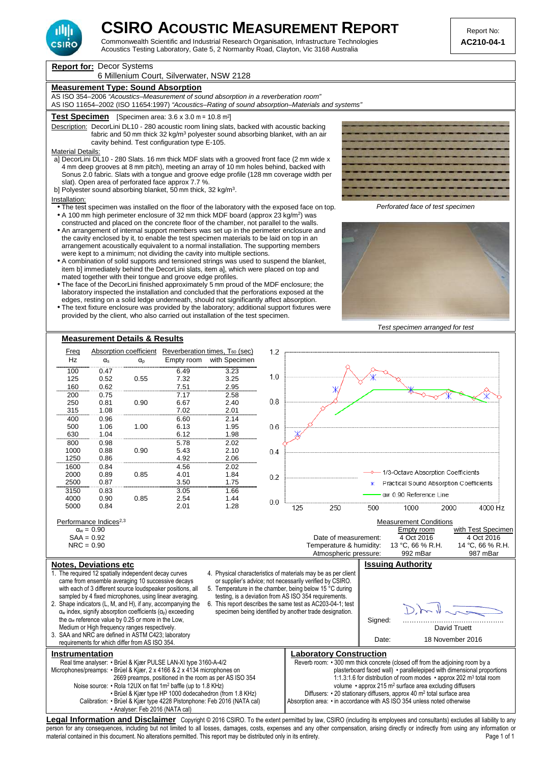# CSIRO ACOUSTIC MEASUREMENT REPORT

Commonwealth Scientific and Industrial Research Organisation, Infrastructure Technologies
Acoustics Testing Laboratory, Gate 5, 2 Normanby Road, Clayton, Vic 3168 Australia

Report No: **AC210-04-1**

**Report for:** Decor Systems
6 Millenium Court, Silverwater, NSW 2128

## Measurement Type: Sound Absorption

AS ISO 354–2006 *"Acoustics–Measurement of sound absorption in a reverberation room"*
AS ISO 11654–2002 (ISO 11654:1997) *"Acoustics–Rating of sound absorption–Materials and systems"*

## Test Specimen

[Specimen area: 3.6 x 3.0 m = 10.8 m$^2$]

Description: DecorLini DL10 - 280 acoustic room lining slats, backed with acoustic backing fabric and 50 mm thick 32 kg/m$^3$ polyester sound absorbing blanket, with an air cavity behind. Test configuration type E-105.

Material Details:

a] DecorLini DL10 - 280 Slats. 16 mm thick MDF slats with a grooved front face (2 mm wide x 4 mm deep grooves at 8 mm pitch), meeting an array of 10 mm holes behind, backed with Sonus 2.0 fabric. Slats with a tongue and groove edge profile (128 mm coverage width per slat). Open area of perforated face approx 7.7 %.

b] Polyester sound absorbing blanket, 50 mm thick, 32 kg/m$^3$.

Installation:

- The test specimen was installed on the floor of the laboratory with the exposed face on top.
- A 100 mm high perimeter enclosure of 32 mm thick MDF board (approx 23 kg/m$^2$) was constructed and placed on the concrete floor of the chamber, not parallel to the walls.
- An arrangement of internal support members was set up in the perimeter enclosure and the cavity enclosed by it, to enable the test specimen materials to be laid on top in an arrangement acoustically equivalent to a normal installation. The supporting members were kept to a minimum; not dividing the cavity into multiple sections.
- A combination of solid supports and tensioned strings was used to suspend the blanket, item b] immediately behind the DecorLini slats, item a], which were placed on top and mated together with their tongue and groove edge profiles.
- The face of the DecorLini finished approximately 5 mm proud of the MDF enclosure; the laboratory inspected the installation and concluded that the perforations exposed at the edges, resting on a solid ledge underneath, should not significantly affect absorption.
- The text fixture enclosure was provided by the laboratory; additional support fixtures were provided by the client, who also carried out installation of the test specimen.

*Perforated face of test specimen*

*Test specimen arranged for test*

## Measurement Details & Results

| Freq Hz | Absorption coefficient $\alpha_s$ | $\alpha_p$ | Reverberation times, $T_{60}$ (sec) Empty room | with Specimen |
|---|---|---|---|---|
| 100 | 0.47 | | 6.49 | 3.23 |
| 125 | 0.52 | 0.55 | 7.32 | 3.25 |
| 160 | 0.62 | | 7.51 | 2.95 |
| 200 | 0.75 | | 7.17 | 2.58 |
| 250 | 0.81 | 0.90 | 6.67 | 2.40 |
| 315 | 1.08 | | 7.02 | 2.01 |
| 400 | 0.96 | | 6.60 | 2.14 |
| 500 | 1.06 | 1.00 | 6.13 | 1.95 |
| 630 | 1.04 | | 6.12 | 1.98 |
| 800 | 0.98 | | 5.78 | 2.02 |
| 1000 | 0.88 | 0.90 | 5.43 | 2.10 |
| 1250 | 0.86 | | 4.92 | 2.06 |
| 1600 | 0.84 | | 4.56 | 2.02 |
| 2000 | 0.89 | 0.85 | 4.01 | 1.84 |
| 2500 | 0.87 | | 3.50 | 1.75 |
| 3150 | 0.83 | | 3.05 | 1.66 |
| 4000 | 0.90 | 0.85 | 2.54 | 1.44 |
| 5000 | 0.84 | | 2.01 | 1.28 |

Legend: 1/3-Octave Absorption Coefficients; Practical Sound Absorption Coefficients; $\alpha_w$ 0.90 Reference Line

Performance Indices[2,3]

$\alpha_w$ = 0.90
SAA = 0.92
NRC = 0.90

Measurement Conditions

| | Empty room | with Test Specimen |
|---|---|---|
| Date of measurement: | 4 Oct 2016 | 4 Oct 2016 |
| Temperature & humidity: | 13 °C, 66 % R.H. | 14 °C, 66 % R.H. |
| Atmospheric pressure: | 992 mBar | 987 mBar |

## Notes, Deviations etc

1. The required 12 spatially independent decay curves came from ensemble averaging 10 successive decays with each of 3 different source loudspeaker positions, all sampled by 4 fixed microphones, using linear averaging.
2. Shape indicators (L, M, and H), if any, accompanying the $\alpha_w$ index, signify absorption coefficients ($\alpha_p$) exceeding the $\alpha_w$ reference value by 0.25 or more in the Low, Medium or High frequency ranges respectively.
3. SAA and NRC are defined in ASTM C423; laboratory requirements for which differ from AS ISO 354.
4. Physical characteristics of materials may be as per client or supplier's advice; not necessarily verified by CSIRO.
5. Temperature in the chamber, being below 15 °C during testing, is a deviation from AS ISO 354 requirements.
6. This report describes the same test as AC203-04-1; test specimen being identified by another trade designation.

## Issuing Authority

Signed: ……………………………………
David Truett

Date: 18 November 2016

## Instrumentation

Real time analyser: • Brüel & Kjær PULSE LAN-XI type 3160-A-4/2
Microphones/preamps: • Brüel & Kjær, 2 x 4166 & 2 x 4134 microphones on 2669 preamps, positioned in the room as per AS ISO 354
Noise source: • Rola 12UX on flat 1m$^2$ baffle (up to 1.8 KHz)
• Brüel & Kjær type HP 1000 dodecahedron (from 1.8 KHz)
Calibration: • Brüel & Kjær type 4228 Pistonphone: Feb 2016 (NATA cal)
• Analyser: Feb 2016 (NATA cal)

## Laboratory Construction

Reverb room: • 300 mm thick concrete (closed off from the adjoining room by a plasterboard faced wall) • parallelepiped with dimensional proportions 1:1.3:1.6 for distribution of room modes • approx 202 m$^3$ total room volume • approx 215 m$^2$ surface area excluding diffusers
Diffusers: • 20 stationary diffusers, approx 40 m$^2$ total surface area
Absorption area: • in accordance with AS ISO 354 unless noted otherwise

**Legal Information and Disclaimer** Copyright © 2016 CSIRO. To the extent permitted by law, CSIRO (including its employees and consultants) excludes all liability to any person for any consequences, including but not limited to all losses, damages, costs, expenses and any other compensation, arising directly or indirectly from using any information or material contained in this document. No alterations permitted. This report may be distributed only in its entirety.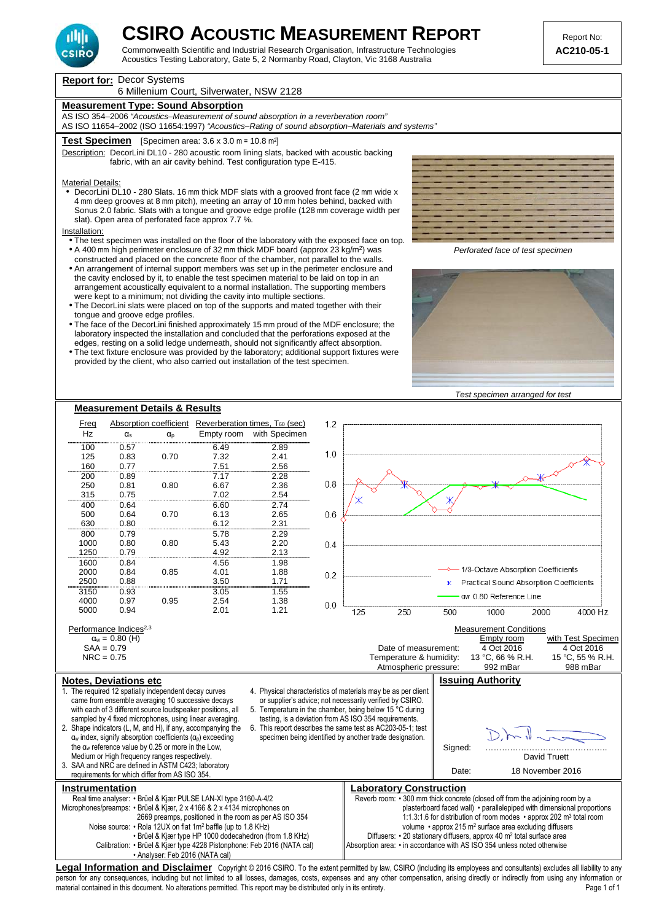# CSIRO Acoustic Measurement Report

Commonwealth Scientific and Industrial Research Organisation, Infrastructure Technologies
Acoustics Testing Laboratory, Gate 5, 2 Normanby Road, Clayton, Vic 3168 Australia

Report No: **AC210-05-1**

**Report for:** Decor Systems
6 Millenium Court, Silverwater, NSW 2128

## Measurement Type: Sound Absorption

AS ISO 354–2006 *"Acoustics–Measurement of sound absorption in a reverberation room"*
AS ISO 11654–2002 (ISO 11654:1997) *"Acoustics–Rating of sound absorption–Materials and systems"*

## Test Specimen

[Specimen area: 3.6 x 3.0 m = 10.8 m$^2$]

Description: DecorLini DL10 - 280 acoustic room lining slats, backed with acoustic backing fabric, with an air cavity behind. Test configuration type E-415.

Material Details:

- DecorLini DL10 - 280 Slats. 16 mm thick MDF slats with a grooved front face (2 mm wide x 4 mm deep grooves at 8 mm pitch), meeting an array of 10 mm holes behind, backed with Sonus 2.0 fabric. Slats with a tongue and groove edge profile (128 mm coverage width per slat). Open area of perforated face approx 7.7 %.

Installation:

- The test specimen was installed on the floor of the laboratory with the exposed face on top.
- A 400 mm high perimeter enclosure of 32 mm thick MDF board (approx 23 kg/m$^2$) was constructed and placed on the concrete floor of the chamber, not parallel to the walls.
- An arrangement of internal support members was set up in the perimeter enclosure and the cavity enclosed by it, to enable the test specimen material to be laid on top in an arrangement acoustically equivalent to a normal installation. The supporting members were kept to a minimum; not dividing the cavity into multiple sections.
- The DecorLini slats were placed on top of the supports and mated together with their tongue and groove edge profiles.
- The face of the DecorLini finished approximately 15 mm proud of the MDF enclosure; the laboratory inspected the installation and concluded that the perforations exposed at the edges, resting on a solid ledge underneath, should not significantly affect absorption.
- The text fixture enclosure was provided by the laboratory; additional support fixtures were provided by the client, who also carried out installation of the test specimen.

*Perforated face of test specimen*

*Test specimen arranged for test*

## Measurement Details & Results

| Freq Hz | Absorption coefficient $\alpha_s$ | $\alpha_p$ | Reverberation times, $T_{60}$ (sec) Empty room | with Specimen |
|---|---|---|---|---|
| 100 | 0.57 | | 6.49 | 2.89 |
| 125 | 0.83 | 0.70 | 7.32 | 2.41 |
| 160 | 0.77 | | 7.51 | 2.56 |
| 200 | 0.89 | | 7.17 | 2.28 |
| 250 | 0.81 | 0.80 | 6.67 | 2.36 |
| 315 | 0.75 | | 7.02 | 2.54 |
| 400 | 0.64 | | 6.60 | 2.74 |
| 500 | 0.64 | 0.70 | 6.13 | 2.65 |
| 630 | 0.80 | | 6.12 | 2.31 |
| 800 | 0.79 | | 5.78 | 2.29 |
| 1000 | 0.80 | 0.80 | 5.43 | 2.20 |
| 1250 | 0.79 | | 4.92 | 2.13 |
| 1600 | 0.84 | | 4.56 | 1.98 |
| 2000 | 0.84 | 0.85 | 4.01 | 1.88 |
| 2500 | 0.88 | | 3.50 | 1.71 |
| 3150 | 0.93 | | 3.05 | 1.55 |
| 4000 | 0.97 | 0.95 | 2.54 | 1.38 |
| 5000 | 0.94 | | 2.01 | 1.21 |

Graph legend: 1/3-Octave Absorption Coefficients; Practical Sound Absorption Coefficients; $\alpha_w$ 0.80 Reference Line

Performance Indices[2,3]

$\alpha_w$ = 0.80 (H)
SAA = 0.79
NRC = 0.75

### Measurement Conditions

| | Empty room | with Test Specimen |
|---|---|---|
| Date of measurement: | 4 Oct 2016 | 4 Oct 2016 |
| Temperature & humidity: | 13 °C, 66 % R.H. | 15 °C, 55 % R.H. |
| Atmospheric pressure: | 992 mBar | 988 mBar |

## Notes, Deviations etc

1. The required 12 spatially independent decay curves came from ensemble averaging 10 successive decays with each of 3 different source loudspeaker positions, all sampled by 4 fixed microphones, using linear averaging.
2. Shape indicators (L, M, and H), if any, accompanying the $\alpha_w$ index, signify absorption coefficients ($\alpha_p$) exceeding the $\alpha_w$ reference value by 0.25 or more in the Low, Medium or High frequency ranges respectively.
3. SAA and NRC are defined in ASTM C423; laboratory requirements for which differ from AS ISO 354.
4. Physical characteristics of materials may be as per client or supplier's advice; not necessarily verified by CSIRO.
5. Temperature in the chamber, being below 15 °C during testing, is a deviation from AS ISO 354 requirements.
6. This report describes the same test as AC203-05-1; test specimen being identified by another trade designation.

## Issuing Authority

Signed: David Truett

Date: 18 November 2016

## Instrumentation

Real time analyser: • Brüel & Kjær PULSE LAN-XI type 3160-A-4/2
Microphones/preamps: • Brüel & Kjær, 2 x 4166 & 2 x 4134 microphones on 2669 preamps, positioned in the room as per AS ISO 354
Noise source: • Rola 12UX on flat 1m$^2$ baffle (up to 1.8 KHz) • Brüel & Kjær type HP 1000 dodecahedron (from 1.8 KHz)
Calibration: • Brüel & Kjær type 4228 Pistonphone: Feb 2016 (NATA cal) • Analyser: Feb 2016 (NATA cal)

## Laboratory Construction

Reverb room: • 300 mm thick concrete (closed off from the adjoining room by a plasterboard faced wall) • parallelepiped with dimensional proportions 1:1.3:1.6 for distribution of room modes • approx 202 m$^3$ total room volume • approx 215 m$^2$ surface area excluding diffusers
Diffusers: • 20 stationary diffusers, approx 40 m$^2$ total surface area
Absorption area: • in accordance with AS ISO 354 unless noted otherwise

**Legal Information and Disclaimer** Copyright © 2016 CSIRO. To the extent permitted by law, CSIRO (including its employees and consultants) excludes all liability to any person for any consequences, including but not limited to all losses, damages, costs, expenses and any other compensation, arising directly or indirectly from using any information or material contained in this document. No alterations permitted. This report may be distributed only in its entirety.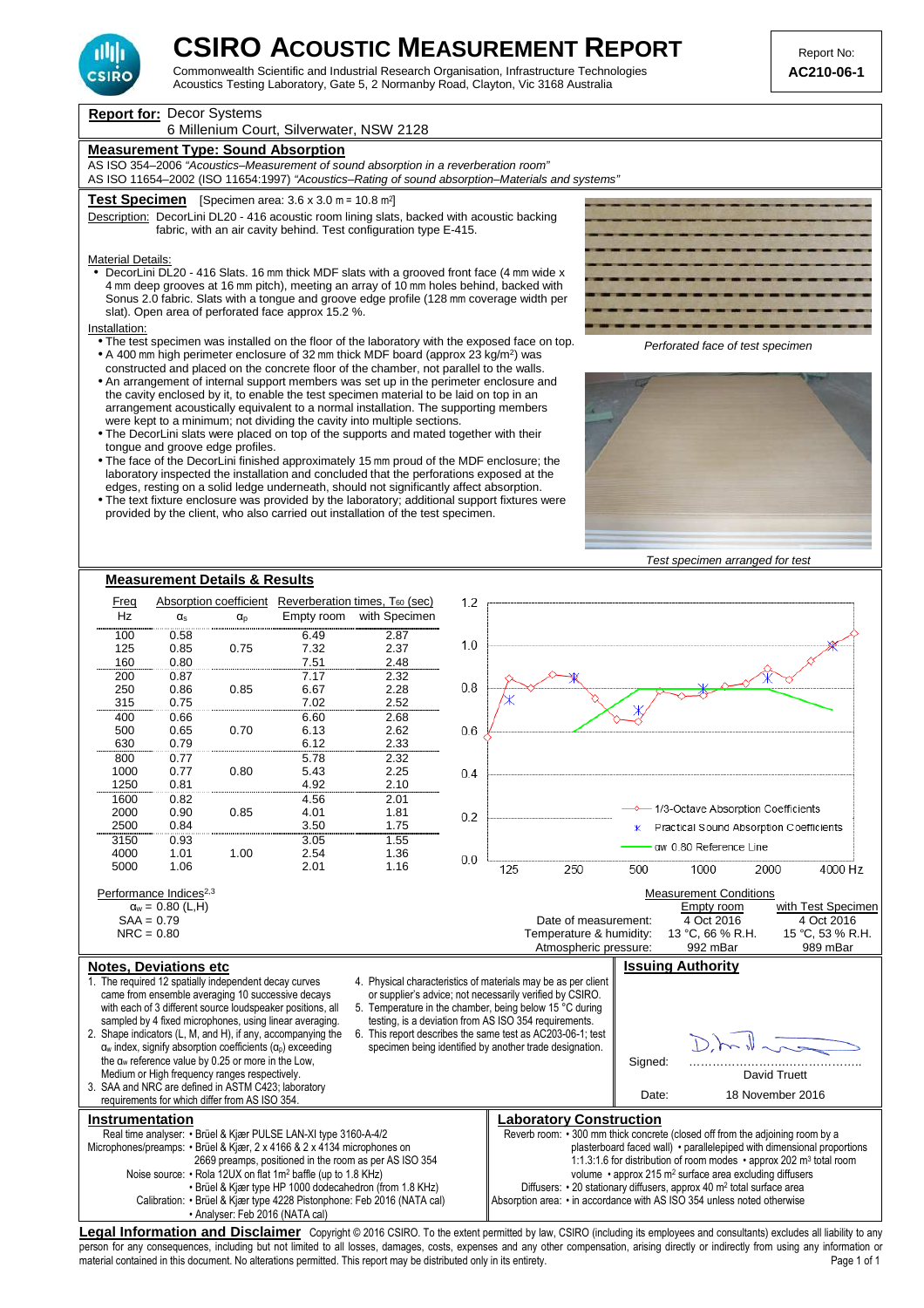# CSIRO ACOUSTIC MEASUREMENT REPORT

Commonwealth Scientific and Industrial Research Organisation, Infrastructure Technologies
Acoustics Testing Laboratory, Gate 5, 2 Normanby Road, Clayton, Vic 3168 Australia

Report No:
**AC210-06-1**

**Report for:** Decor Systems
6 Millenium Court, Silverwater, NSW 2128

## Measurement Type: Sound Absorption

AS ISO 354–2006 *"Acoustics–Measurement of sound absorption in a reverberation room"*
AS ISO 11654–2002 (ISO 11654:1997) *"Acoustics–Rating of sound absorption–Materials and systems"*

## Test Specimen

[Specimen area: 3.6 x 3.0 m = 10.8 m$^2$]

Description: DecorLini DL20 - 416 acoustic room lining slats, backed with acoustic backing fabric, with an air cavity behind. Test configuration type E-415.

Material Details:

- DecorLini DL20 - 416 Slats. 16 mm thick MDF slats with a grooved front face (4 mm wide x 4 mm deep grooves at 16 mm pitch), meeting an array of 10 mm holes behind, backed with Sonus 2.0 fabric. Slats with a tongue and groove edge profile (128 mm coverage width per slat). Open area of perforated face approx 15.2 %.

Installation:

- The test specimen was installed on the floor of the laboratory with the exposed face on top.
- A 400 mm high perimeter enclosure of 32 mm thick MDF board (approx 23 kg/m$^2$) was constructed and placed on the concrete floor of the chamber, not parallel to the walls.
- An arrangement of internal support members was set up in the perimeter enclosure and the cavity enclosed by it, to enable the test specimen material to be laid on top in an arrangement acoustically equivalent to a normal installation. The supporting members were kept to a minimum; not dividing the cavity into multiple sections.
- The DecorLini slats were placed on top of the supports and mated together with their tongue and groove edge profiles.
- The face of the DecorLini finished approximately 15 mm proud of the MDF enclosure; the laboratory inspected the installation and concluded that the perforations exposed at the edges, resting on a solid ledge underneath, should not significantly affect absorption.
- The text fixture enclosure was provided by the laboratory; additional support fixtures were provided by the client, who also carried out installation of the test specimen.

*Perforated face of test specimen*

*Test specimen arranged for test*

## Measurement Details & Results

| Freq | Absorption coefficient | | Reverberation times, $T_{60}$ (sec) | |
|---|---|---|---|---|
| Hz | $\alpha_s$ | $\alpha_p$ | Empty room | with Specimen |
| 100 | 0.58 | | 6.49 | 2.87 |
| 125 | 0.85 | 0.75 | 7.32 | 2.37 |
| 160 | 0.80 | | 7.51 | 2.48 |
| 200 | 0.87 | | 7.17 | 2.32 |
| 250 | 0.86 | 0.85 | 6.67 | 2.28 |
| 315 | 0.75 | | 7.02 | 2.52 |
| 400 | 0.66 | | 6.60 | 2.68 |
| 500 | 0.65 | 0.70 | 6.13 | 2.62 |
| 630 | 0.79 | | 6.12 | 2.33 |
| 800 | 0.77 | | 5.78 | 2.32 |
| 1000 | 0.77 | 0.80 | 5.43 | 2.25 |
| 1250 | 0.81 | | 4.92 | 2.10 |
| 1600 | 0.82 | | 4.56 | 2.01 |
| 2000 | 0.90 | 0.85 | 4.01 | 1.81 |
| 2500 | 0.84 | | 3.50 | 1.75 |
| 3150 | 0.93 | | 3.05 | 1.55 |
| 4000 | 1.01 | 1.00 | 2.54 | 1.36 |
| 5000 | 1.06 | | 2.01 | 1.16 |

1.2
1.0
0.8
0.6
0.4
0.2
0.0
125 250 500 1000 2000 4000 Hz
1/3-Octave Absorption Coefficients
Practical Sound Absorption Coefficients
αw 0.80 Reference Line

Performance Indices[2,3]

$\alpha_w$ = 0.80 (L,H)
SAA = 0.79
NRC = 0.80

Measurement Conditions

| | Empty room | with Test Specimen |
|---|---|---|
| Date of measurement: | 4 Oct 2016 | 4 Oct 2016 |
| Temperature & humidity: | 13 °C, 66 % R.H. | 15 °C, 53 % R.H. |
| Atmospheric pressure: | 992 mBar | 989 mBar |

## Notes, Deviations etc

1. The required 12 spatially independent decay curves came from ensemble averaging 10 successive decays with each of 3 different source loudspeaker positions, all sampled by 4 fixed microphones, using linear averaging.
2. Shape indicators (L, M, and H), if any, accompanying the $\alpha_w$ index, signify absorption coefficients ($\alpha_p$) exceeding the $\alpha_w$ reference value by 0.25 or more in the Low, Medium or High frequency ranges respectively.
3. SAA and NRC are defined in ASTM C423; laboratory requirements for which differ from AS ISO 354.
4. Physical characteristics of materials may be as per client or supplier's advice; not necessarily verified by CSIRO.
5. Temperature in the chamber, being below 15 °C during testing, is a deviation from AS ISO 354 requirements.
6. This report describes the same test as AC203-06-1; test specimen being identified by another trade designation.

## Issuing Authority

Signed: ........................................
David Truett

Date: 18 November 2016

## Instrumentation

Real time analyser: • Brüel & Kjær PULSE LAN-XI type 3160-A-4/2
Microphones/preamps: • Brüel & Kjær, 2 x 4166 & 2 x 4134 microphones on 2669 preamps, positioned in the room as per AS ISO 354
Noise source: • Rola 12UX on flat 1m$^2$ baffle (up to 1.8 KHz)
• Brüel & Kjær type HP 1000 dodecahedron (from 1.8 KHz)
Calibration: • Brüel & Kjær type 4228 Pistonphone: Feb 2016 (NATA cal)
• Analyser: Feb 2016 (NATA cal)

## Laboratory Construction

Reverb room: • 300 mm thick concrete (closed off from the adjoining room by a plasterboard faced wall) • parallelepiped with dimensional proportions 1:1.3:1.6 for distribution of room modes • approx 202 m$^3$ total room volume • approx 215 m$^2$ surface area excluding diffusers
Diffusers: • 20 stationary diffusers, approx 40 m$^2$ total surface area
Absorption area: • in accordance with AS ISO 354 unless noted otherwise

**Legal Information and Disclaimer** Copyright © 2016 CSIRO. To the extent permitted by law, CSIRO (including its employees and consultants) excludes all liability to any person for any consequences, including but not limited to all losses, damages, costs, expenses and any other compensation, arising directly or indirectly from using any information or material contained in this document. No alterations permitted. This report may be distributed only in its entirety.